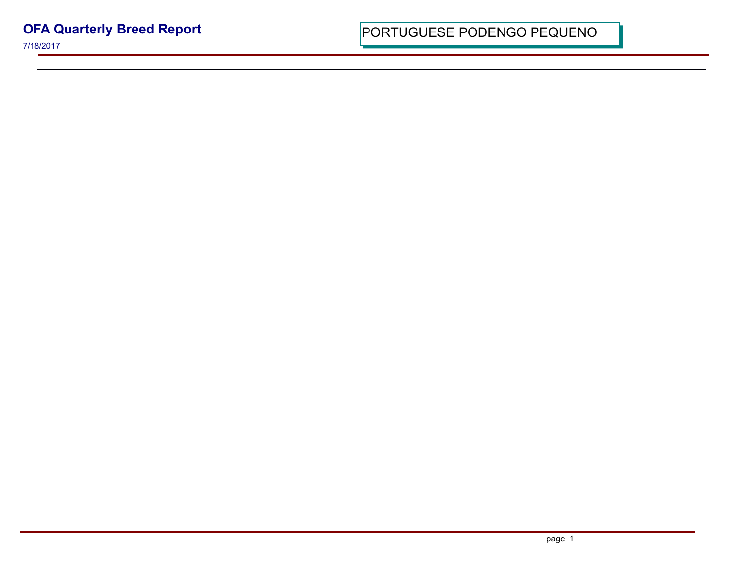# OFA Quarterly Breed Report

7/18/2017

PORTUGUESE PODENGO PEQUENO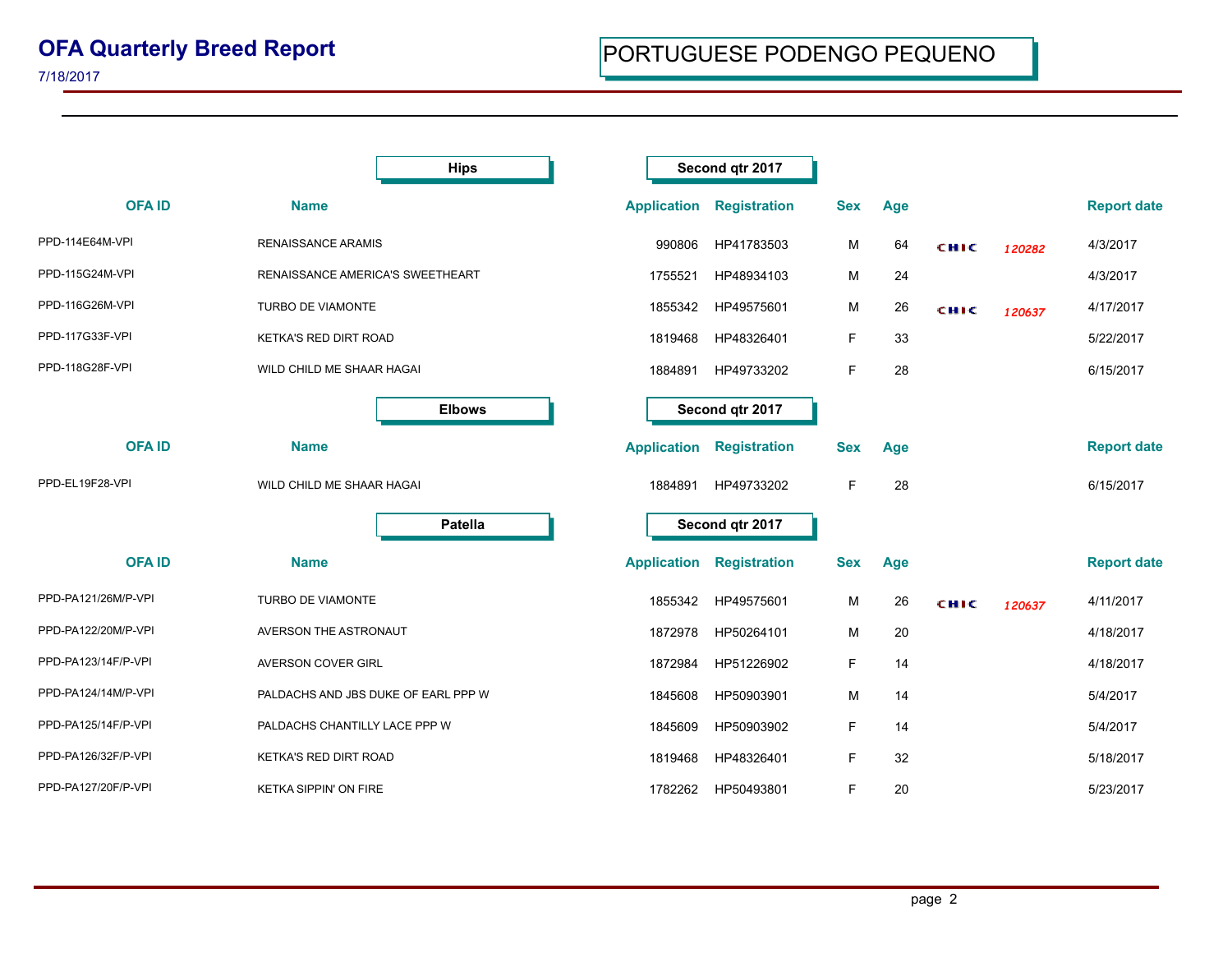# OFA Quarterly Breed Report

7/18/2017

## PORTUGUESE PODENGO PEQUENO

### Hips — Second qtr 2017

| OFA ID | Name | Application | Registration | Sex | Age | | | Report date |
|---|---|---|---|---|---|---|---|---|
| PPD-114E64M-VPI | RENAISSANCE ARAMIS | 990806 | HP41783503 | M | 64 | CHIC | 120282 | 4/3/2017 |
| PPD-115G24M-VPI | RENAISSANCE AMERICA'S SWEETHEART | 1755521 | HP48934103 | M | 24 | | | 4/3/2017 |
| PPD-116G26M-VPI | TURBO DE VIAMONTE | 1855342 | HP49575601 | M | 26 | CHIC | 120637 | 4/17/2017 |
| PPD-117G33F-VPI | KETKA'S RED DIRT ROAD | 1819468 | HP48326401 | F | 33 | | | 5/22/2017 |
| PPD-118G28F-VPI | WILD CHILD ME SHAAR HAGAI | 1884891 | HP49733202 | F | 28 | | | 6/15/2017 |

### Elbows — Second qtr 2017

| OFA ID | Name | Application | Registration | Sex | Age | | | Report date |
|---|---|---|---|---|---|---|---|---|
| PPD-EL19F28-VPI | WILD CHILD ME SHAAR HAGAI | 1884891 | HP49733202 | F | 28 | | | 6/15/2017 |

### Patella — Second qtr 2017

| OFA ID | Name | Application | Registration | Sex | Age | | | Report date |
|---|---|---|---|---|---|---|---|---|
| PPD-PA121/26M/P-VPI | TURBO DE VIAMONTE | 1855342 | HP49575601 | M | 26 | CHIC | 120637 | 4/11/2017 |
| PPD-PA122/20M/P-VPI | AVERSON THE ASTRONAUT | 1872978 | HP50264101 | M | 20 | | | 4/18/2017 |
| PPD-PA123/14F/P-VPI | AVERSON COVER GIRL | 1872984 | HP51226902 | F | 14 | | | 4/18/2017 |
| PPD-PA124/14M/P-VPI | PALDACHS AND JBS DUKE OF EARL PPP W | 1845608 | HP50903901 | M | 14 | | | 5/4/2017 |
| PPD-PA125/14F/P-VPI | PALDACHS CHANTILLY LACE PPP W | 1845609 | HP50903902 | F | 14 | | | 5/4/2017 |
| PPD-PA126/32F/P-VPI | KETKA'S RED DIRT ROAD | 1819468 | HP48326401 | F | 32 | | | 5/18/2017 |
| PPD-PA127/20F/P-VPI | KETKA SIPPIN' ON FIRE | 1782262 | HP50493801 | F | 20 | | | 5/23/2017 |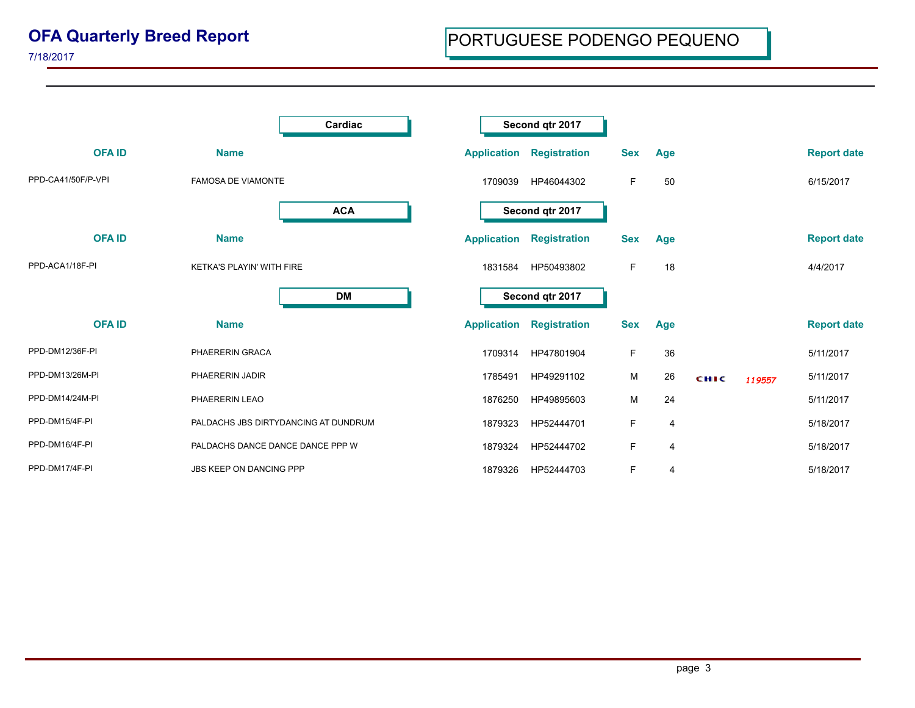# OFA Quarterly Breed Report

7/18/2017

## PORTUGUESE PODENGO PEQUENO

### Cardiac — Second qtr 2017

| OFA ID | Name | Application | Registration | Sex | Age | | | Report date |
|---|---|---|---|---|---|---|---|---|
| PPD-CA41/50F/P-VPI | FAMOSA DE VIAMONTE | 1709039 | HP46044302 | F | 50 | | | 6/15/2017 |

### ACA — Second qtr 2017

| OFA ID | Name | Application | Registration | Sex | Age | | | Report date |
|---|---|---|---|---|---|---|---|---|
| PPD-ACA1/18F-PI | KETKA'S PLAYIN' WITH FIRE | 1831584 | HP50493802 | F | 18 | | | 4/4/2017 |

### DM — Second qtr 2017

| OFA ID | Name | Application | Registration | Sex | Age | | | Report date |
|---|---|---|---|---|---|---|---|---|
| PPD-DM12/36F-PI | PHAERERIN GRACA | 1709314 | HP47801904 | F | 36 | | | 5/11/2017 |
| PPD-DM13/26M-PI | PHAERERIN JADIR | 1785491 | HP49291102 | M | 26 | CHIC | 119557 | 5/11/2017 |
| PPD-DM14/24M-PI | PHAERERIN LEAO | 1876250 | HP49895603 | M | 24 | | | 5/11/2017 |
| PPD-DM15/4F-PI | PALDACHS JBS DIRTYDANCING AT DUNDRUM | 1879323 | HP52444701 | F | 4 | | | 5/18/2017 |
| PPD-DM16/4F-PI | PALDACHS DANCE DANCE DANCE PPP W | 1879324 | HP52444702 | F | 4 | | | 5/18/2017 |
| PPD-DM17/4F-PI | JBS KEEP ON DANCING PPP | 1879326 | HP52444703 | F | 4 | | | 5/18/2017 |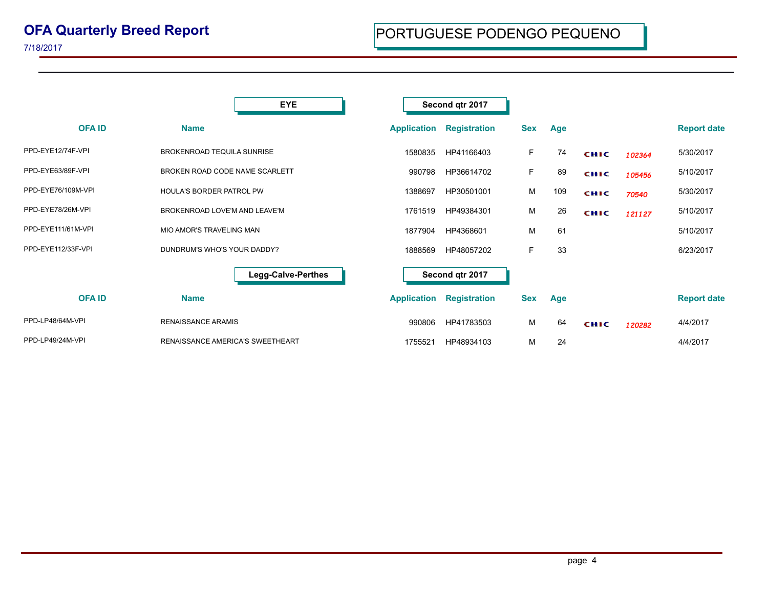# OFA Quarterly Breed Report

7/18/2017

## PORTUGUESE PODENGO PEQUENO

### EYE — Second qtr 2017

| OFA ID | Name | Application | Registration | Sex | Age | | | Report date |
|---|---|---|---|---|---|---|---|---|
| PPD-EYE12/74F-VPI | BROKENROAD TEQUILA SUNRISE | 1580835 | HP41166403 | F | 74 | CHIC | 102364 | 5/30/2017 |
| PPD-EYE63/89F-VPI | BROKEN ROAD CODE NAME SCARLETT | 990798 | HP36614702 | F | 89 | CHIC | 105456 | 5/10/2017 |
| PPD-EYE76/109M-VPI | HOULA'S BORDER PATROL PW | 1388697 | HP30501001 | M | 109 | CHIC | 70540 | 5/30/2017 |
| PPD-EYE78/26M-VPI | BROKENROAD LOVE'M AND LEAVE'M | 1761519 | HP49384301 | M | 26 | CHIC | 121127 | 5/10/2017 |
| PPD-EYE111/61M-VPI | MIO AMOR'S TRAVELING MAN | 1877904 | HP4368601 | M | 61 | | | 5/10/2017 |
| PPD-EYE112/33F-VPI | DUNDRUM'S WHO'S YOUR DADDY? | 1888569 | HP48057202 | F | 33 | | | 6/23/2017 |

### Legg-Calve-Perthes — Second qtr 2017

| OFA ID | Name | Application | Registration | Sex | Age | | | Report date |
|---|---|---|---|---|---|---|---|---|
| PPD-LP48/64M-VPI | RENAISSANCE ARAMIS | 990806 | HP41783503 | M | 64 | CHIC | 120282 | 4/4/2017 |
| PPD-LP49/24M-VPI | RENAISSANCE AMERICA'S SWEETHEART | 1755521 | HP48934103 | M | 24 | | | 4/4/2017 |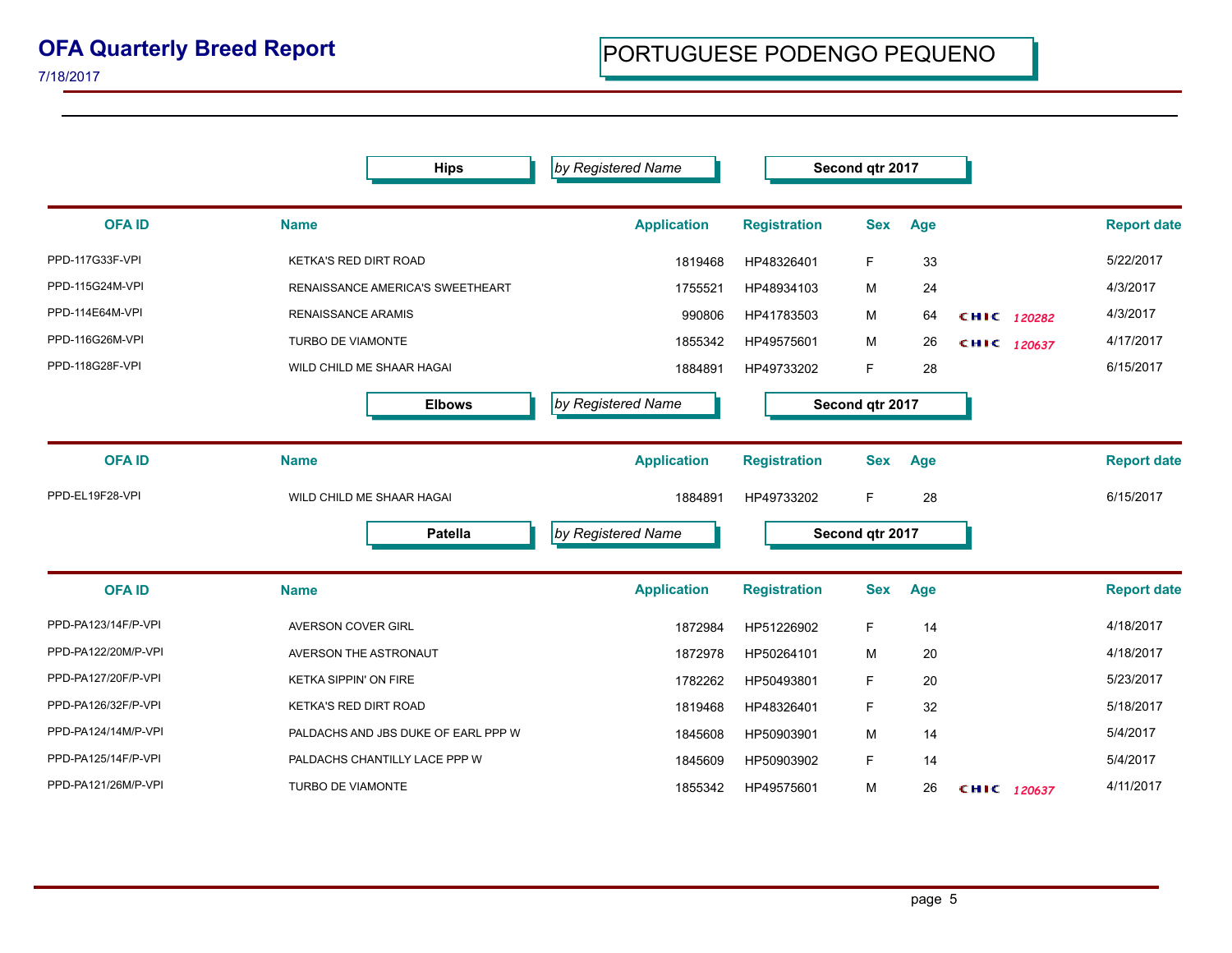# OFA Quarterly Breed Report

7/18/2017

## PORTUGUESE PODENGO PEQUENO

**Hips** | *by Registered Name* | **Second qtr 2017**

| OFA ID | Name | Application | Registration | Sex | Age | | Report date |
|---|---|---|---|---|---|---|---|
| PPD-117G33F-VPI | KETKA'S RED DIRT ROAD | 1819468 | HP48326401 | F | 33 | | 5/22/2017 |
| PPD-115G24M-VPI | RENAISSANCE AMERICA'S SWEETHEART | 1755521 | HP48934103 | M | 24 | | 4/3/2017 |
| PPD-114E64M-VPI | RENAISSANCE ARAMIS | 990806 | HP41783503 | M | 64 | CHIC 120282 | 4/3/2017 |
| PPD-116G26M-VPI | TURBO DE VIAMONTE | 1855342 | HP49575601 | M | 26 | CHIC 120637 | 4/17/2017 |
| PPD-118G28F-VPI | WILD CHILD ME SHAAR HAGAI | 1884891 | HP49733202 | F | 28 | | 6/15/2017 |

**Elbows** | *by Registered Name* | **Second qtr 2017**

| OFA ID | Name | Application | Registration | Sex | Age | | Report date |
|---|---|---|---|---|---|---|---|
| PPD-EL19F28-VPI | WILD CHILD ME SHAAR HAGAI | 1884891 | HP49733202 | F | 28 | | 6/15/2017 |

**Patella** | *by Registered Name* | **Second qtr 2017**

| OFA ID | Name | Application | Registration | Sex | Age | | Report date |
|---|---|---|---|---|---|---|---|
| PPD-PA123/14F/P-VPI | AVERSON COVER GIRL | 1872984 | HP51226902 | F | 14 | | 4/18/2017 |
| PPD-PA122/20M/P-VPI | AVERSON THE ASTRONAUT | 1872978 | HP50264101 | M | 20 | | 4/18/2017 |
| PPD-PA127/20F/P-VPI | KETKA SIPPIN' ON FIRE | 1782262 | HP50493801 | F | 20 | | 5/23/2017 |
| PPD-PA126/32F/P-VPI | KETKA'S RED DIRT ROAD | 1819468 | HP48326401 | F | 32 | | 5/18/2017 |
| PPD-PA124/14M/P-VPI | PALDACHS AND JBS DUKE OF EARL PPP W | 1845608 | HP50903901 | M | 14 | | 5/4/2017 |
| PPD-PA125/14F/P-VPI | PALDACHS CHANTILLY LACE PPP W | 1845609 | HP50903902 | F | 14 | | 5/4/2017 |
| PPD-PA121/26M/P-VPI | TURBO DE VIAMONTE | 1855342 | HP49575601 | M | 26 | CHIC 120637 | 4/11/2017 |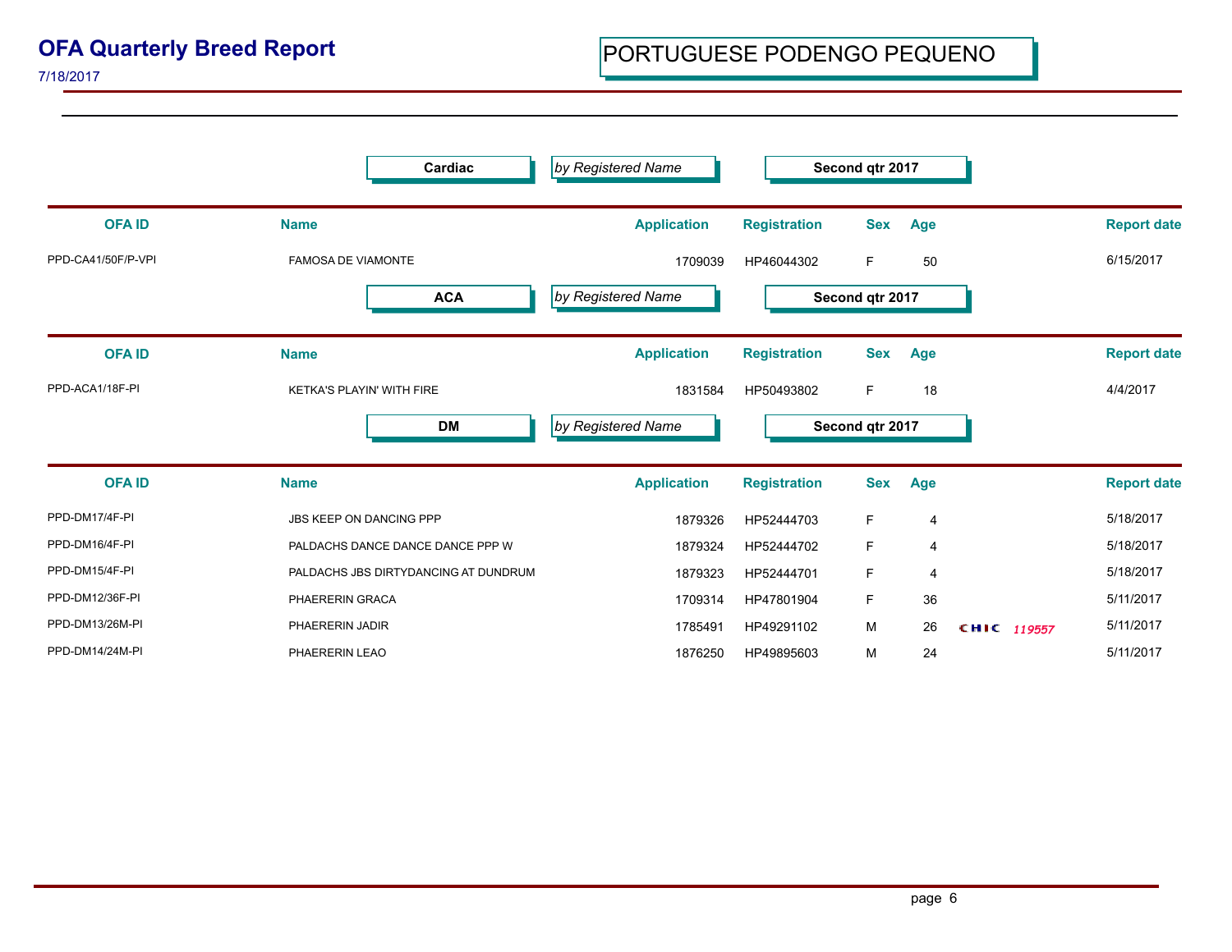# OFA Quarterly Breed Report

7/18/2017

## PORTUGUESE PODENGO PEQUENO

**Cardiac** | *by Registered Name* | **Second qtr 2017**

| OFA ID | Name | Application | Registration | Sex | Age | | Report date |
|---|---|---|---|---|---|---|---|
| PPD-CA41/50F/P-VPI | FAMOSA DE VIAMONTE | 1709039 | HP46044302 | F | 50 | | 6/15/2017 |

**ACA** | *by Registered Name* | **Second qtr 2017**

| OFA ID | Name | Application | Registration | Sex | Age | | Report date |
|---|---|---|---|---|---|---|---|
| PPD-ACA1/18F-PI | KETKA'S PLAYIN' WITH FIRE | 1831584 | HP50493802 | F | 18 | | 4/4/2017 |

**DM** | *by Registered Name* | **Second qtr 2017**

| OFA ID | Name | Application | Registration | Sex | Age | | Report date |
|---|---|---|---|---|---|---|---|
| PPD-DM17/4F-PI | JBS KEEP ON DANCING PPP | 1879326 | HP52444703 | F | 4 | | 5/18/2017 |
| PPD-DM16/4F-PI | PALDACHS DANCE DANCE DANCE PPP W | 1879324 | HP52444702 | F | 4 | | 5/18/2017 |
| PPD-DM15/4F-PI | PALDACHS JBS DIRTYDANCING AT DUNDRUM | 1879323 | HP52444701 | F | 4 | | 5/18/2017 |
| PPD-DM12/36F-PI | PHAERERIN GRACA | 1709314 | HP47801904 | F | 36 | | 5/11/2017 |
| PPD-DM13/26M-PI | PHAERERIN JADIR | 1785491 | HP49291102 | M | 26 | CHIC 119557 | 5/11/2017 |
| PPD-DM14/24M-PI | PHAERERIN LEAO | 1876250 | HP49895603 | M | 24 | | 5/11/2017 |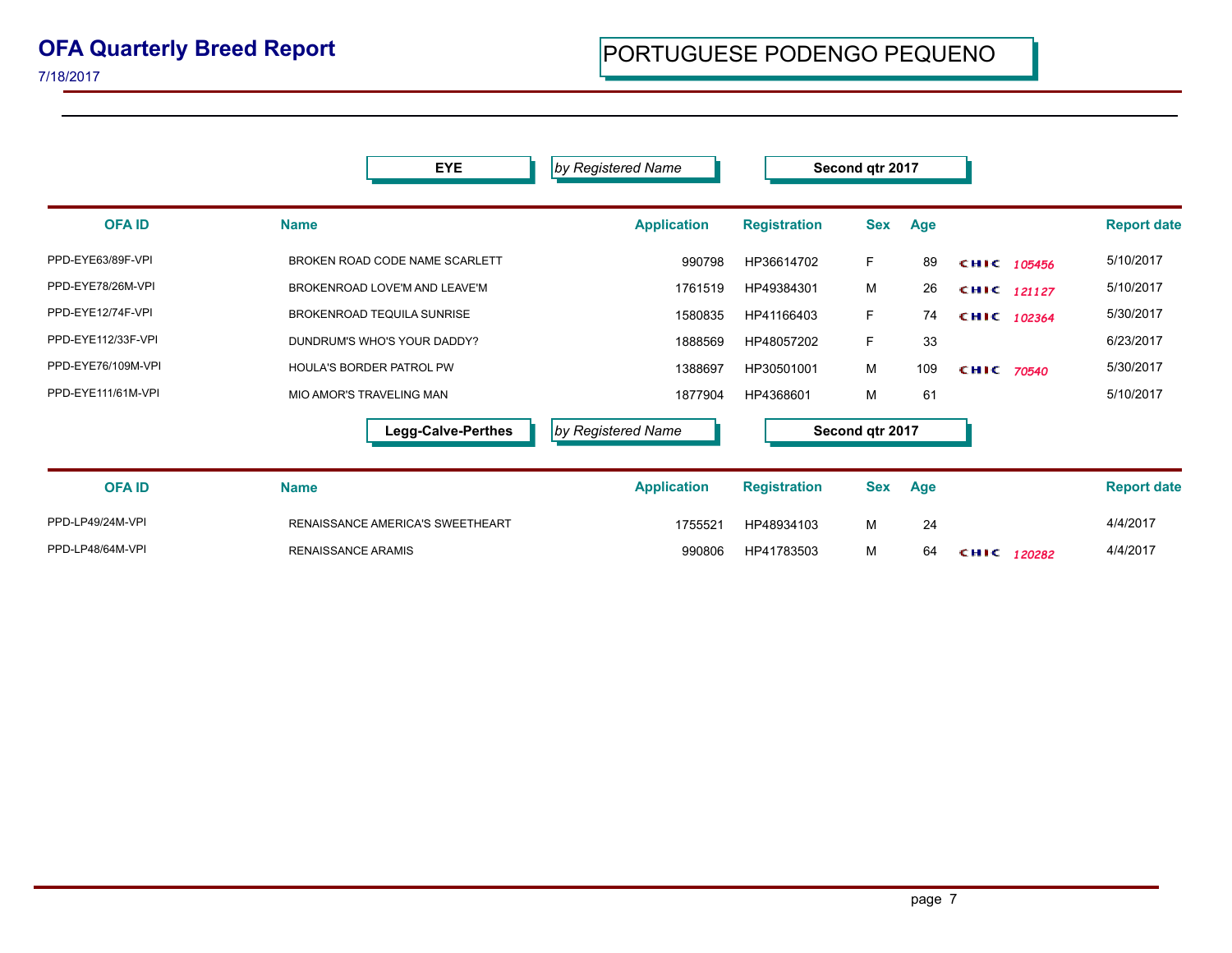# OFA Quarterly Breed Report

7/18/2017

## PORTUGUESE PODENGO PEQUENO

**EYE** | *by Registered Name* | **Second qtr 2017**

| OFA ID | Name | Application | Registration | Sex | Age | | Report date |
|---|---|---|---|---|---|---|---|
| PPD-EYE63/89F-VPI | BROKEN ROAD CODE NAME SCARLETT | 990798 | HP36614702 | F | 89 | CHIC 105456 | 5/10/2017 |
| PPD-EYE78/26M-VPI | BROKENROAD LOVE'M AND LEAVE'M | 1761519 | HP49384301 | M | 26 | CHIC 121127 | 5/10/2017 |
| PPD-EYE12/74F-VPI | BROKENROAD TEQUILA SUNRISE | 1580835 | HP41166403 | F | 74 | CHIC 102364 | 5/30/2017 |
| PPD-EYE112/33F-VPI | DUNDRUM'S WHO'S YOUR DADDY? | 1888569 | HP48057202 | F | 33 | | 6/23/2017 |
| PPD-EYE76/109M-VPI | HOULA'S BORDER PATROL PW | 1388697 | HP30501001 | M | 109 | CHIC 70540 | 5/30/2017 |
| PPD-EYE111/61M-VPI | MIO AMOR'S TRAVELING MAN | 1877904 | HP4368601 | M | 61 | | 5/10/2017 |

**Legg-Calve-Perthes** | *by Registered Name* | **Second qtr 2017**

| OFA ID | Name | Application | Registration | Sex | Age | | Report date |
|---|---|---|---|---|---|---|---|
| PPD-LP49/24M-VPI | RENAISSANCE AMERICA'S SWEETHEART | 1755521 | HP48934103 | M | 24 | | 4/4/2017 |
| PPD-LP48/64M-VPI | RENAISSANCE ARAMIS | 990806 | HP41783503 | M | 64 | CHIC 120282 | 4/4/2017 |